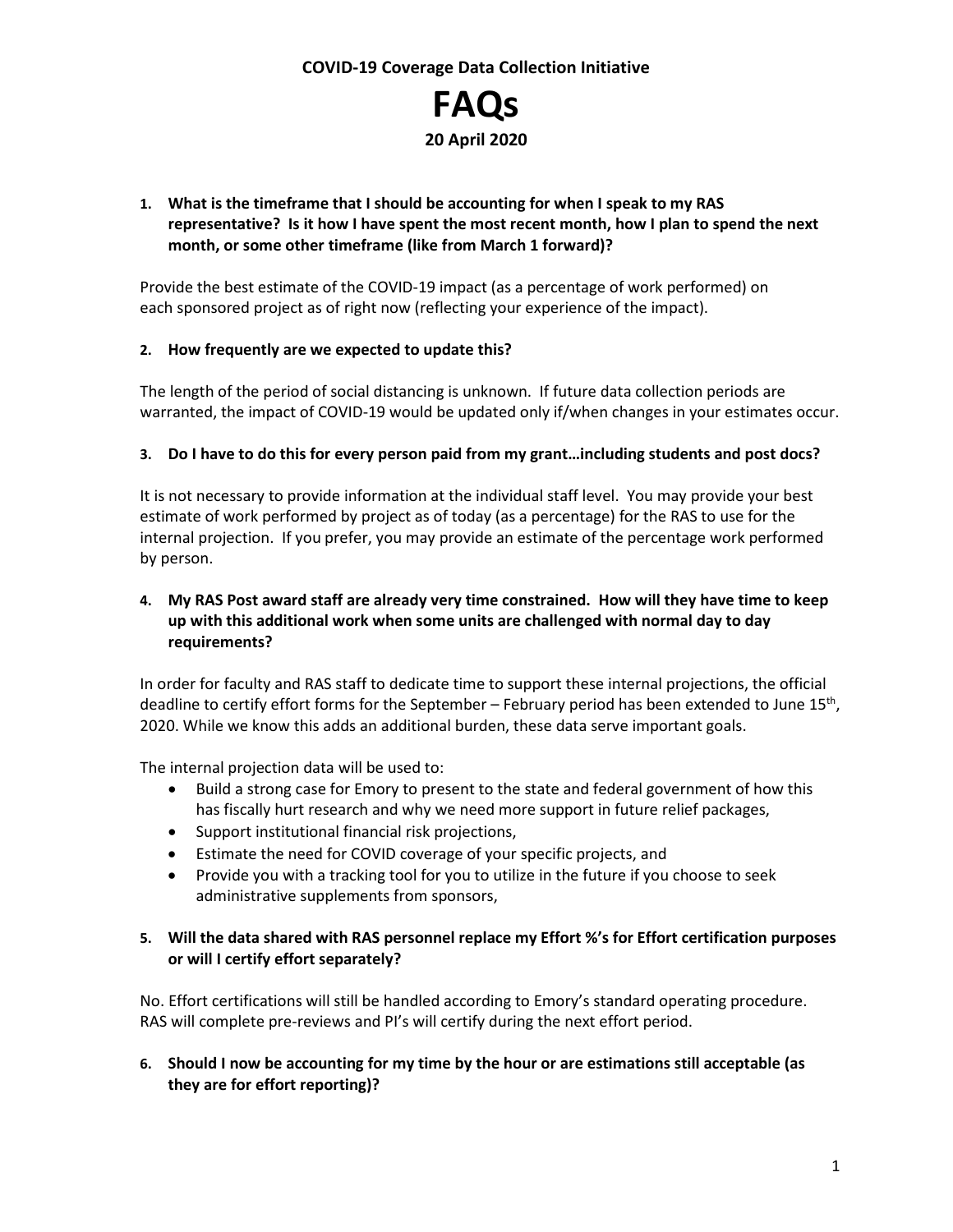**COVID-19 Coverage Data Collection Initiative**

# FAQs

**20 April 2020**

1. **What is the timeframe that I should be accounting for when I speak to my RAS representative? Is it how I have spent the most recent month, how I plan to spend the next month, or some other timeframe (like from March 1 forward)?**

Provide the best estimate of the COVID-19 impact (as a percentage of work performed) on each sponsored project as of right now (reflecting your experience of the impact).

2. **How frequently are we expected to update this?**

The length of the period of social distancing is unknown. If future data collection periods are warranted, the impact of COVID-19 would be updated only if/when changes in your estimates occur.

3. **Do I have to do this for every person paid from my grant…including students and post docs?**

It is not necessary to provide information at the individual staff level. You may provide your best estimate of work performed by project as of today (as a percentage) for the RAS to use for the internal projection. If you prefer, you may provide an estimate of the percentage work performed by person.

4. **My RAS Post award staff are already very time constrained. How will they have time to keep up with this additional work when some units are challenged with normal day to day requirements?**

In order for faculty and RAS staff to dedicate time to support these internal projections, the official deadline to certify effort forms for the September – February period has been extended to June 15th, 2020. While we know this adds an additional burden, these data serve important goals.

The internal projection data will be used to:

- Build a strong case for Emory to present to the state and federal government of how this has fiscally hurt research and why we need more support in future relief packages,
- Support institutional financial risk projections,
- Estimate the need for COVID coverage of your specific projects, and
- Provide you with a tracking tool for you to utilize in the future if you choose to seek administrative supplements from sponsors,

5. **Will the data shared with RAS personnel replace my Effort %'s for Effort certification purposes or will I certify effort separately?**

No. Effort certifications will still be handled according to Emory's standard operating procedure. RAS will complete pre-reviews and PI's will certify during the next effort period.

6. **Should I now be accounting for my time by the hour or are estimations still acceptable (as they are for effort reporting)?**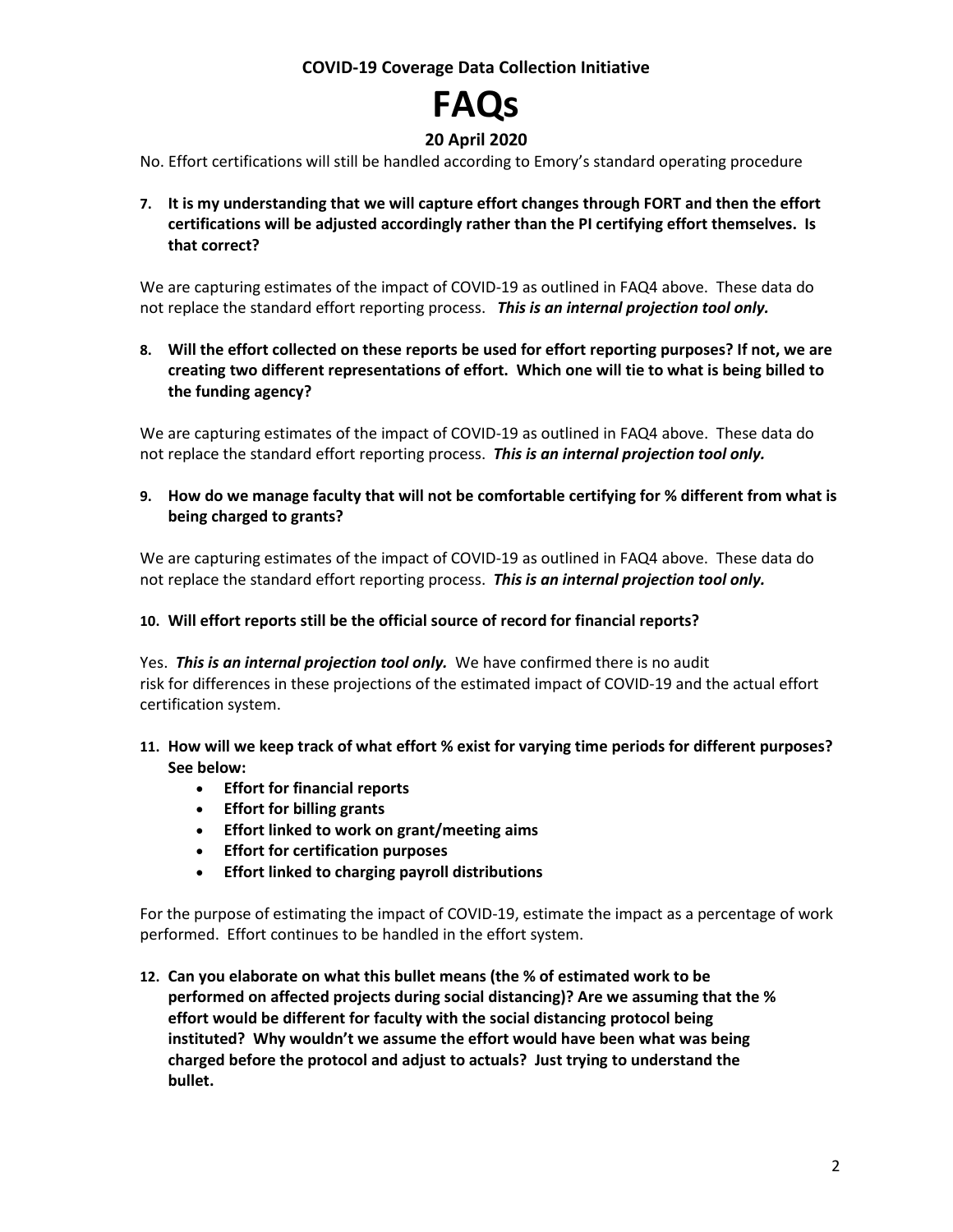No. Effort certifications will still be handled according to Emory's standard operating procedure

**7. It is my understanding that we will capture effort changes through FORT and then the effort certifications will be adjusted accordingly rather than the PI certifying effort themselves. Is that correct?**

We are capturing estimates of the impact of COVID-19 as outlined in FAQ4 above. These data do not replace the standard effort reporting process. ***This is an internal projection tool only.***

**8. Will the effort collected on these reports be used for effort reporting purposes? If not, we are creating two different representations of effort. Which one will tie to what is being billed to the funding agency?**

We are capturing estimates of the impact of COVID-19 as outlined in FAQ4 above. These data do not replace the standard effort reporting process. ***This is an internal projection tool only.***

**9. How do we manage faculty that will not be comfortable certifying for % different from what is being charged to grants?**

We are capturing estimates of the impact of COVID-19 as outlined in FAQ4 above. These data do not replace the standard effort reporting process. ***This is an internal projection tool only.***

**10. Will effort reports still be the official source of record for financial reports?**

Yes. ***This is an internal projection tool only.*** We have confirmed there is no audit risk for differences in these projections of the estimated impact of COVID-19 and the actual effort certification system.

**11. How will we keep track of what effort % exist for varying time periods for different purposes? See below:**

- **Effort for financial reports**
- **Effort for billing grants**
- **Effort linked to work on grant/meeting aims**
- **Effort for certification purposes**
- **Effort linked to charging payroll distributions**

For the purpose of estimating the impact of COVID-19, estimate the impact as a percentage of work performed. Effort continues to be handled in the effort system.

**12. Can you elaborate on what this bullet means (the % of estimated work to be performed on affected projects during social distancing)? Are we assuming that the % effort would be different for faculty with the social distancing protocol being instituted? Why wouldn't we assume the effort would have been what was being charged before the protocol and adjust to actuals? Just trying to understand the bullet.**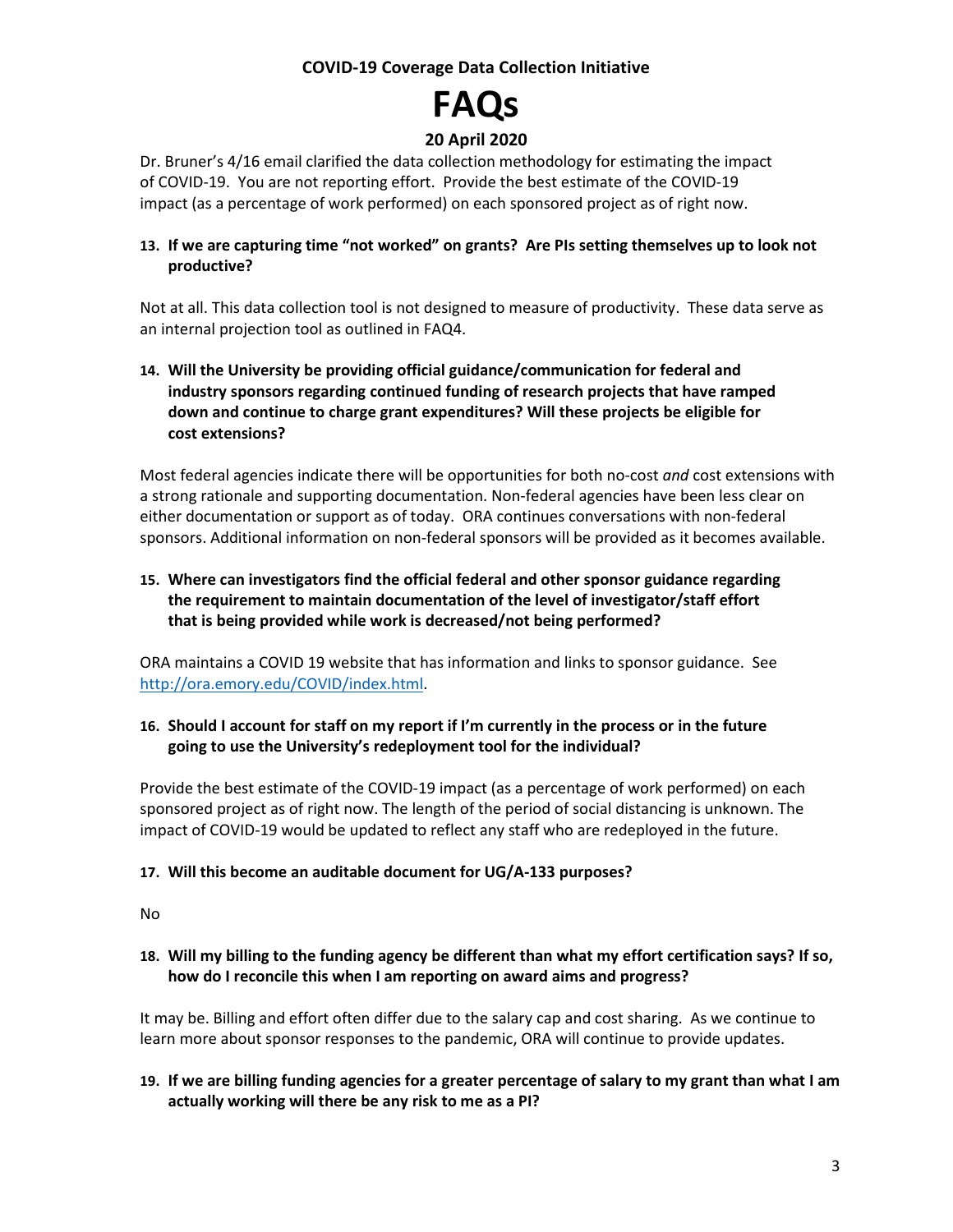**COVID-19 Coverage Data Collection Initiative**

# FAQs

**20 April 2020**

Dr. Bruner's 4/16 email clarified the data collection methodology for estimating the impact of COVID-19. You are not reporting effort. Provide the best estimate of the COVID-19 impact (as a percentage of work performed) on each sponsored project as of right now.

13. **If we are capturing time "not worked" on grants? Are PIs setting themselves up to look not productive?**

Not at all. This data collection tool is not designed to measure of productivity. These data serve as an internal projection tool as outlined in FAQ4.

14. **Will the University be providing official guidance/communication for federal and industry sponsors regarding continued funding of research projects that have ramped down and continue to charge grant expenditures? Will these projects be eligible for cost extensions?**

Most federal agencies indicate there will be opportunities for both no-cost *and* cost extensions with a strong rationale and supporting documentation. Non-federal agencies have been less clear on either documentation or support as of today. ORA continues conversations with non-federal sponsors. Additional information on non-federal sponsors will be provided as it becomes available.

15. **Where can investigators find the official federal and other sponsor guidance regarding the requirement to maintain documentation of the level of investigator/staff effort that is being provided while work is decreased/not being performed?**

ORA maintains a COVID 19 website that has information and links to sponsor guidance. See [http://ora.emory.edu/COVID/index.html](http://ora.emory.edu/COVID/index.html).

16. **Should I account for staff on my report if I'm currently in the process or in the future going to use the University's redeployment tool for the individual?**

Provide the best estimate of the COVID-19 impact (as a percentage of work performed) on each sponsored project as of right now. The length of the period of social distancing is unknown. The impact of COVID-19 would be updated to reflect any staff who are redeployed in the future.

17. **Will this become an auditable document for UG/A-133 purposes?**

No

18. **Will my billing to the funding agency be different than what my effort certification says? If so, how do I reconcile this when I am reporting on award aims and progress?**

It may be. Billing and effort often differ due to the salary cap and cost sharing. As we continue to learn more about sponsor responses to the pandemic, ORA will continue to provide updates.

19. **If we are billing funding agencies for a greater percentage of salary to my grant than what I am actually working will there be any risk to me as a PI?**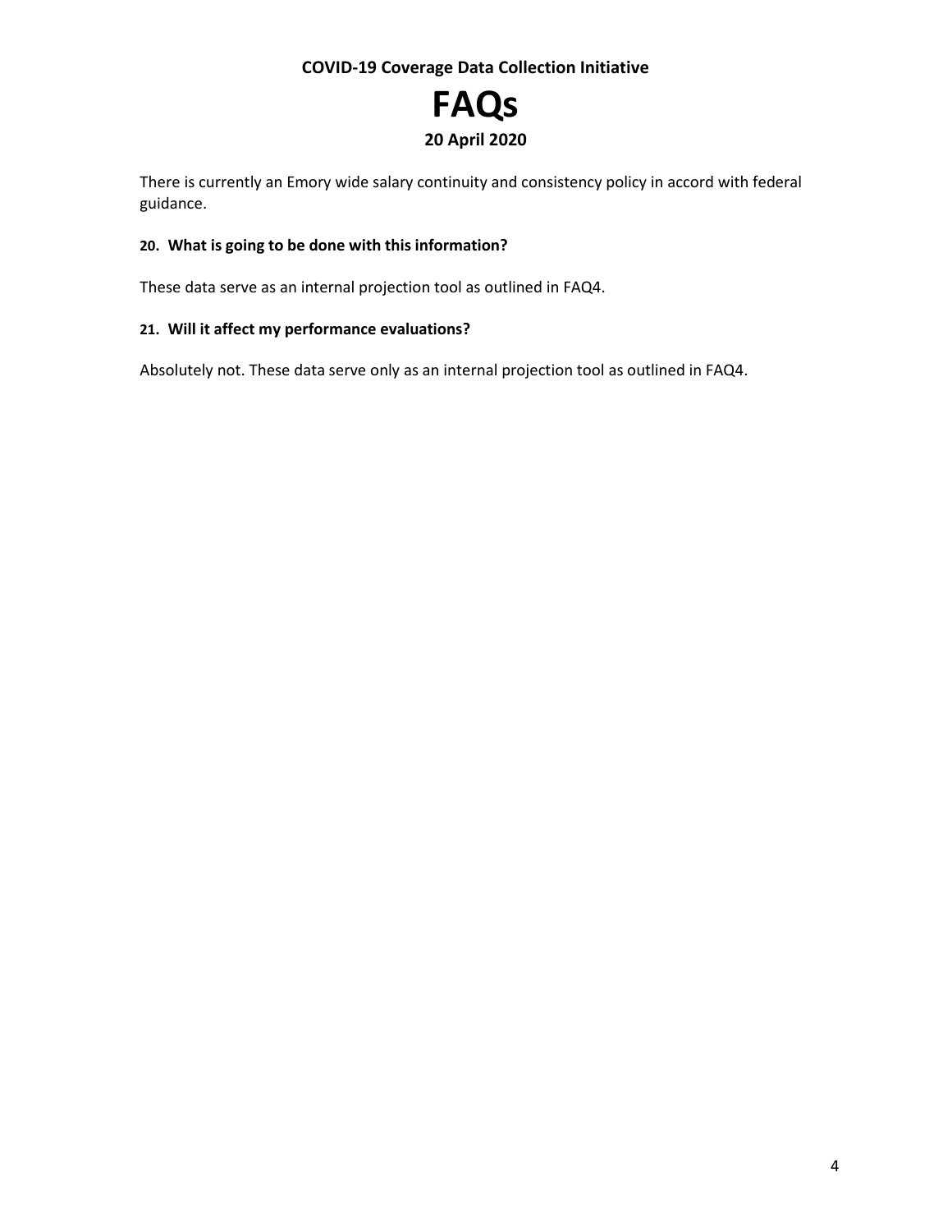There is currently an Emory wide salary continuity and consistency policy in accord with federal guidance.

**20. What is going to be done with this information?**

These data serve as an internal projection tool as outlined in FAQ4.

**21. Will it affect my performance evaluations?**

Absolutely not. These data serve only as an internal projection tool as outlined in FAQ4.